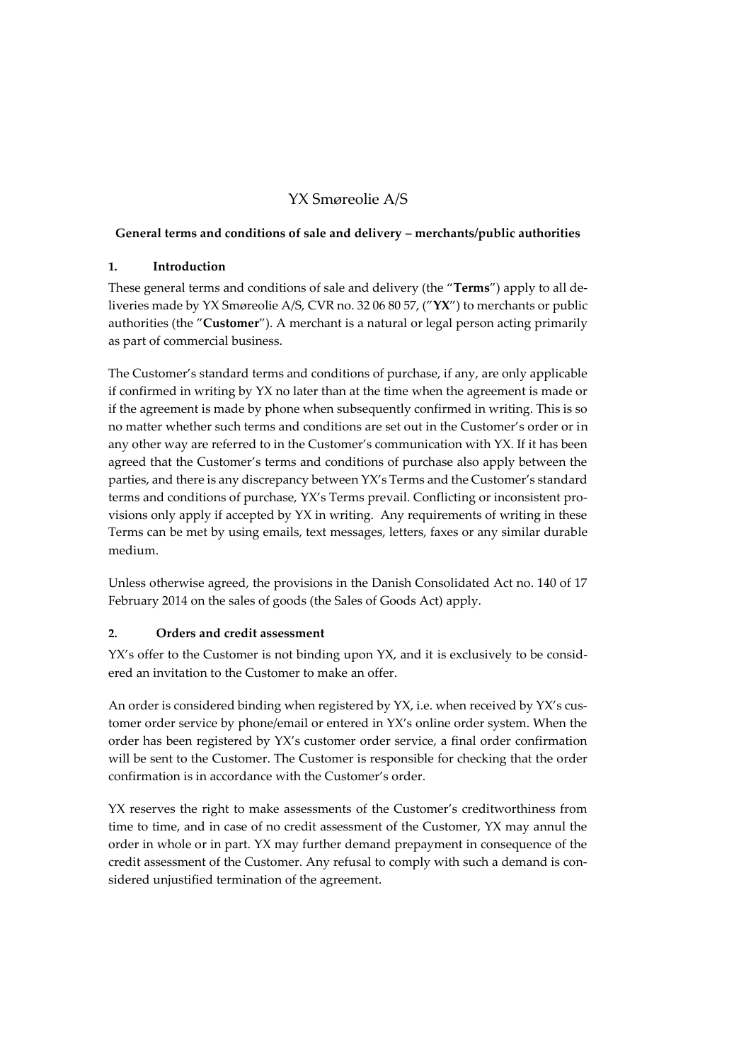# YX Smøreolie A/S

## General terms and conditions of sale and delivery – merchants/public authorities

### 1. Introduction

These general terms and conditions of sale and delivery (the "**Terms**") apply to all deliveries made by YX Smøreolie A/S, CVR no. 32 06 80 57, ("**YX**") to merchants or public authorities (the "**Customer**"). A merchant is a natural or legal person acting primarily as part of commercial business.

The Customer's standard terms and conditions of purchase, if any, are only applicable if confirmed in writing by YX no later than at the time when the agreement is made or if the agreement is made by phone when subsequently confirmed in writing. This is so no matter whether such terms and conditions are set out in the Customer's order or in any other way are referred to in the Customer's communication with YX. If it has been agreed that the Customer's terms and conditions of purchase also apply between the parties, and there is any discrepancy between YX's Terms and the Customer's standard terms and conditions of purchase, YX's Terms prevail. Conflicting or inconsistent provisions only apply if accepted by YX in writing. Any requirements of writing in these Terms can be met by using emails, text messages, letters, faxes or any similar durable medium.

Unless otherwise agreed, the provisions in the Danish Consolidated Act no. 140 of 17 February 2014 on the sales of goods (the Sales of Goods Act) apply.

### 2. Orders and credit assessment

YX's offer to the Customer is not binding upon YX, and it is exclusively to be considered an invitation to the Customer to make an offer.

An order is considered binding when registered by YX, i.e. when received by YX's customer order service by phone/email or entered in YX's online order system. When the order has been registered by YX's customer order service, a final order confirmation will be sent to the Customer. The Customer is responsible for checking that the order confirmation is in accordance with the Customer's order.

YX reserves the right to make assessments of the Customer's creditworthiness from time to time, and in case of no credit assessment of the Customer, YX may annul the order in whole or in part. YX may further demand prepayment in consequence of the credit assessment of the Customer. Any refusal to comply with such a demand is considered unjustified termination of the agreement.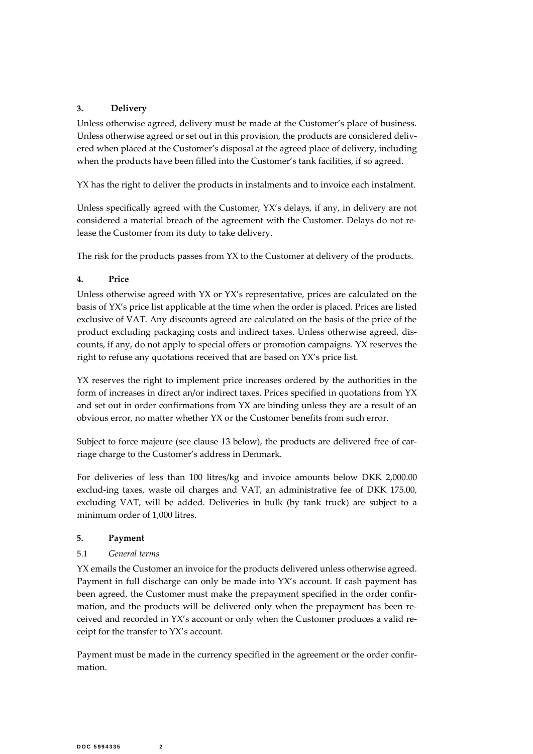## 3. Delivery

Unless otherwise agreed, delivery must be made at the Customer's place of business. Unless otherwise agreed or set out in this provision, the products are considered delivered when placed at the Customer's disposal at the agreed place of delivery, including when the products have been filled into the Customer's tank facilities, if so agreed.

YX has the right to deliver the products in instalments and to invoice each instalment.

Unless specifically agreed with the Customer, YX's delays, if any, in delivery are not considered a material breach of the agreement with the Customer. Delays do not release the Customer from its duty to take delivery.

The risk for the products passes from YX to the Customer at delivery of the products.

## 4. Price

Unless otherwise agreed with YX or YX's representative, prices are calculated on the basis of YX's price list applicable at the time when the order is placed. Prices are listed exclusive of VAT. Any discounts agreed are calculated on the basis of the price of the product excluding packaging costs and indirect taxes. Unless otherwise agreed, discounts, if any, do not apply to special offers or promotion campaigns. YX reserves the right to refuse any quotations received that are based on YX's price list.

YX reserves the right to implement price increases ordered by the authorities in the form of increases in direct an/or indirect taxes. Prices specified in quotations from YX and set out in order confirmations from YX are binding unless they are a result of an obvious error, no matter whether YX or the Customer benefits from such error.

Subject to force majeure (see clause 13 below), the products are delivered free of carriage charge to the Customer's address in Denmark.

For deliveries of less than 100 litres/kg and invoice amounts below DKK 2,000.00 exclud-ing taxes, waste oil charges and VAT, an administrative fee of DKK 175.00, excluding VAT, will be added. Deliveries in bulk (by tank truck) are subject to a minimum order of 1,000 litres.

## 5. Payment

### 5.1 *General terms*

YX emails the Customer an invoice for the products delivered unless otherwise agreed. Payment in full discharge can only be made into YX's account. If cash payment has been agreed, the Customer must make the prepayment specified in the order confirmation, and the products will be delivered only when the prepayment has been received and recorded in YX's account or only when the Customer produces a valid receipt for the transfer to YX's account.

Payment must be made in the currency specified in the agreement or the order confirmation.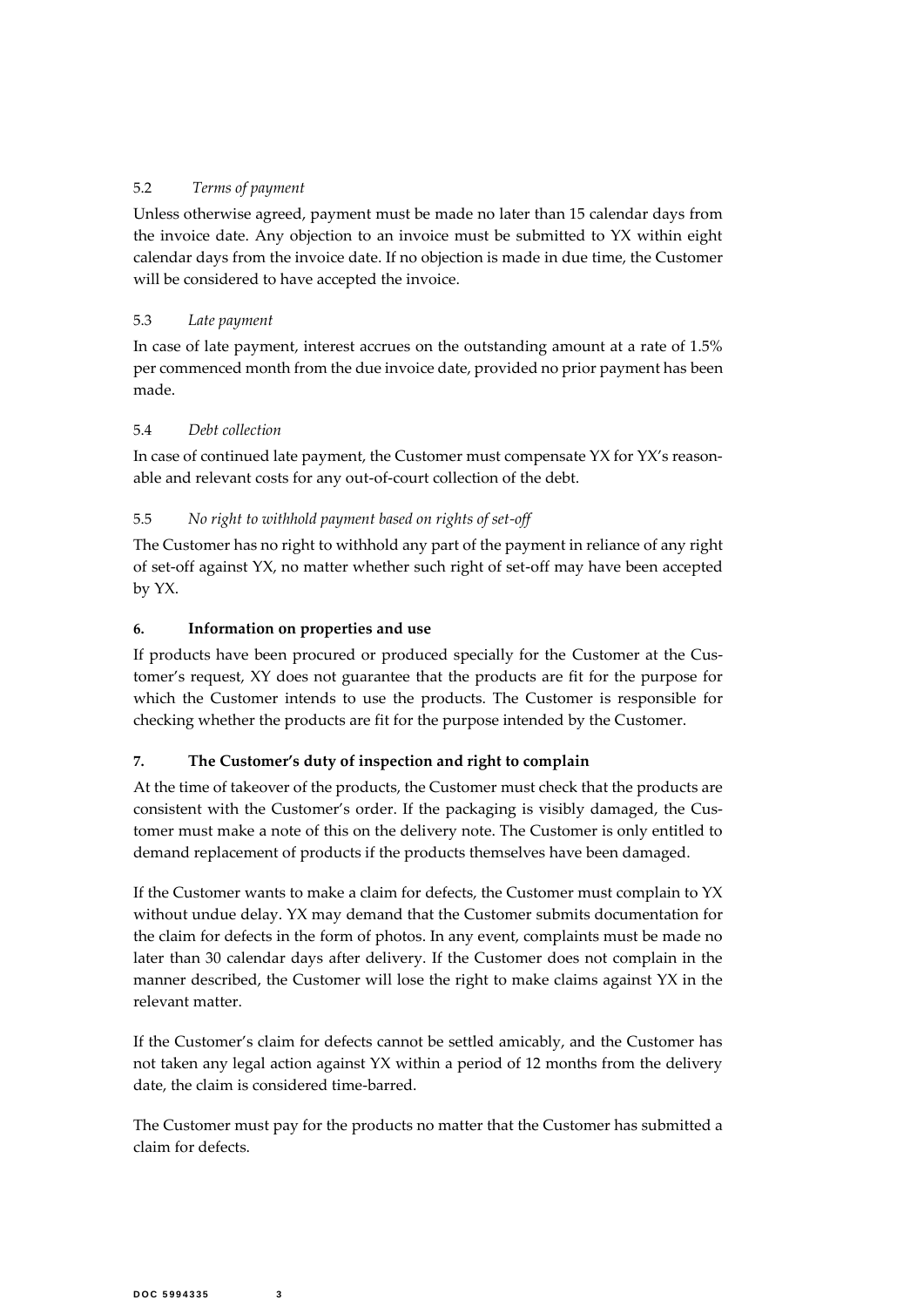5.2 *Terms of payment*

Unless otherwise agreed, payment must be made no later than 15 calendar days from the invoice date. Any objection to an invoice must be submitted to YX within eight calendar days from the invoice date. If no objection is made in due time, the Customer will be considered to have accepted the invoice.

5.3 *Late payment*

In case of late payment, interest accrues on the outstanding amount at a rate of 1.5% per commenced month from the due invoice date, provided no prior payment has been made.

5.4 *Debt collection*

In case of continued late payment, the Customer must compensate YX for YX's reasonable and relevant costs for any out-of-court collection of the debt.

5.5 *No right to withhold payment based on rights of set-off*

The Customer has no right to withhold any part of the payment in reliance of any right of set-off against YX, no matter whether such right of set-off may have been accepted by YX.

**6. Information on properties and use**

If products have been procured or produced specially for the Customer at the Customer's request, XY does not guarantee that the products are fit for the purpose for which the Customer intends to use the products. The Customer is responsible for checking whether the products are fit for the purpose intended by the Customer.

**7. The Customer's duty of inspection and right to complain**

At the time of takeover of the products, the Customer must check that the products are consistent with the Customer's order. If the packaging is visibly damaged, the Customer must make a note of this on the delivery note. The Customer is only entitled to demand replacement of products if the products themselves have been damaged.

If the Customer wants to make a claim for defects, the Customer must complain to YX without undue delay. YX may demand that the Customer submits documentation for the claim for defects in the form of photos. In any event, complaints must be made no later than 30 calendar days after delivery. If the Customer does not complain in the manner described, the Customer will lose the right to make claims against YX in the relevant matter.

If the Customer's claim for defects cannot be settled amicably, and the Customer has not taken any legal action against YX within a period of 12 months from the delivery date, the claim is considered time-barred.

The Customer must pay for the products no matter that the Customer has submitted a claim for defects.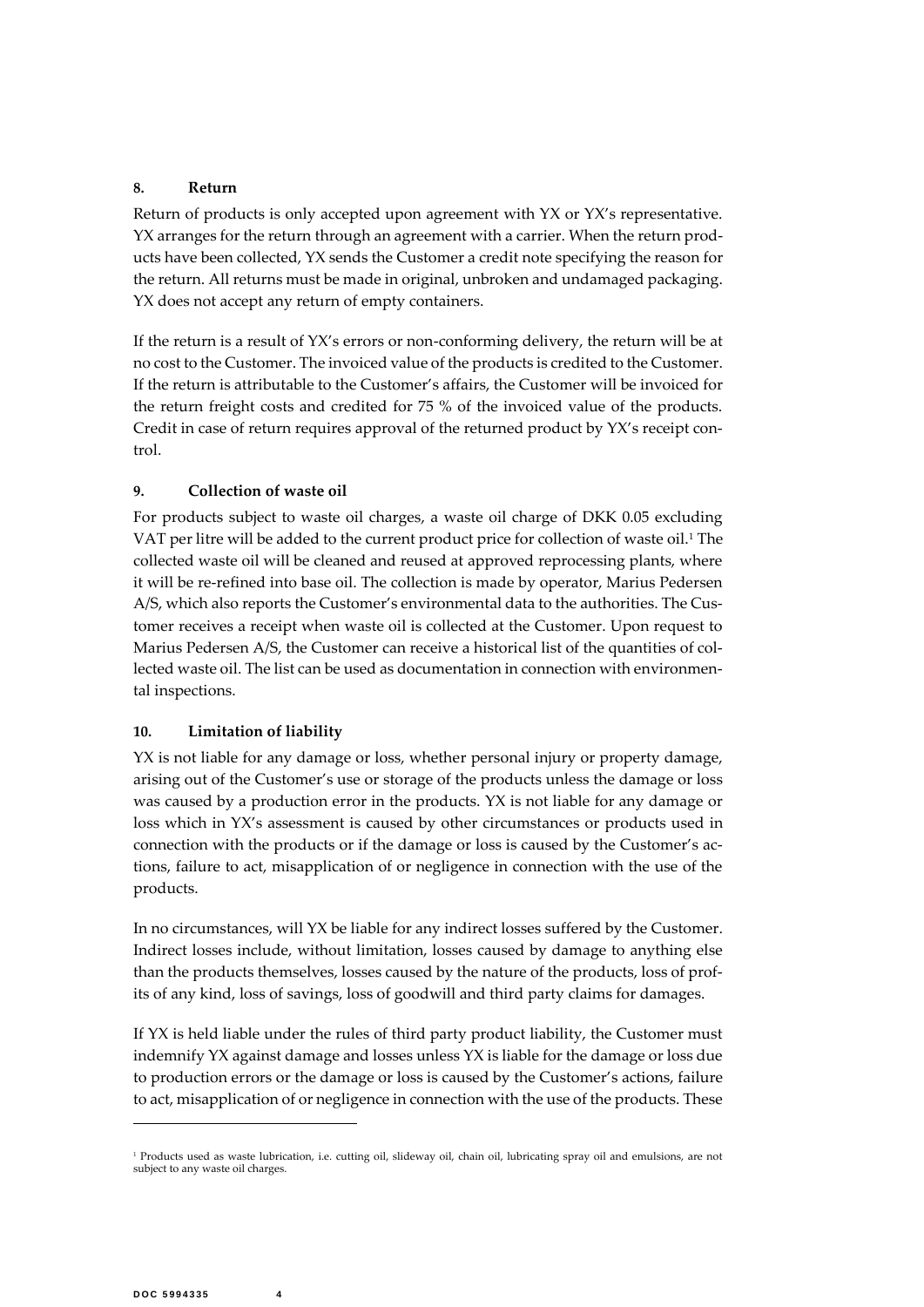## 8. Return

Return of products is only accepted upon agreement with YX or YX's representative. YX arranges for the return through an agreement with a carrier. When the return products have been collected, YX sends the Customer a credit note specifying the reason for the return. All returns must be made in original, unbroken and undamaged packaging. YX does not accept any return of empty containers.

If the return is a result of YX's errors or non-conforming delivery, the return will be at no cost to the Customer. The invoiced value of the products is credited to the Customer. If the return is attributable to the Customer's affairs, the Customer will be invoiced for the return freight costs and credited for 75 % of the invoiced value of the products. Credit in case of return requires approval of the returned product by YX's receipt control.

## 9. Collection of waste oil

For products subject to waste oil charges, a waste oil charge of DKK 0.05 excluding VAT per litre will be added to the current product price for collection of waste oil.[1] The collected waste oil will be cleaned and reused at approved reprocessing plants, where it will be re-refined into base oil. The collection is made by operator, Marius Pedersen A/S, which also reports the Customer's environmental data to the authorities. The Customer receives a receipt when waste oil is collected at the Customer. Upon request to Marius Pedersen A/S, the Customer can receive a historical list of the quantities of collected waste oil. The list can be used as documentation in connection with environmental inspections.

## 10. Limitation of liability

YX is not liable for any damage or loss, whether personal injury or property damage, arising out of the Customer's use or storage of the products unless the damage or loss was caused by a production error in the products. YX is not liable for any damage or loss which in YX's assessment is caused by other circumstances or products used in connection with the products or if the damage or loss is caused by the Customer's actions, failure to act, misapplication of or negligence in connection with the use of the products.

In no circumstances, will YX be liable for any indirect losses suffered by the Customer. Indirect losses include, without limitation, losses caused by damage to anything else than the products themselves, losses caused by the nature of the products, loss of profits of any kind, loss of savings, loss of goodwill and third party claims for damages.

If YX is held liable under the rules of third party product liability, the Customer must indemnify YX against damage and losses unless YX is liable for the damage or loss due to production errors or the damage or loss is caused by the Customer's actions, failure to act, misapplication of or negligence in connection with the use of the products. These

[1] Products used as waste lubrication, i.e. cutting oil, slideway oil, chain oil, lubricating spray oil and emulsions, are not subject to any waste oil charges.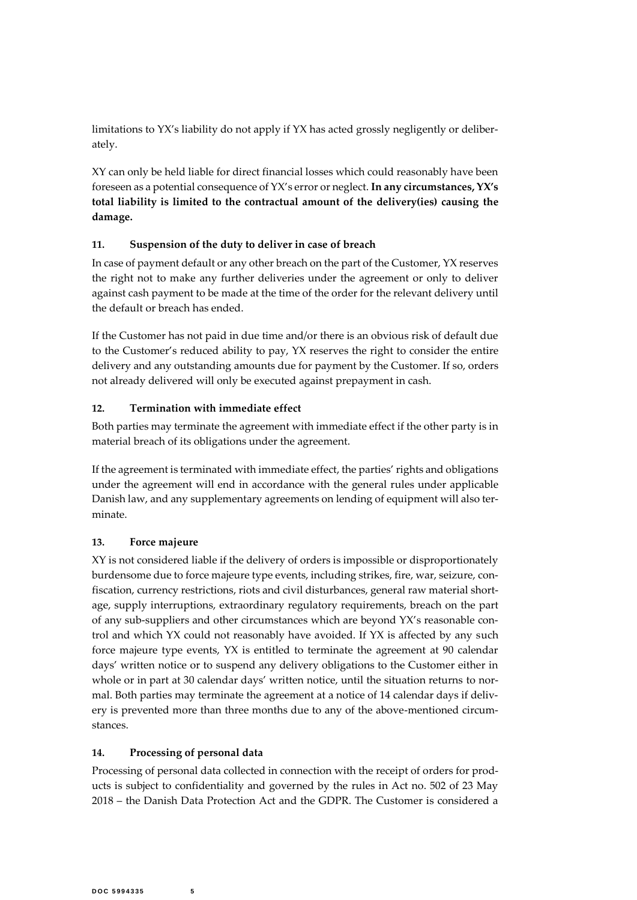limitations to YX's liability do not apply if YX has acted grossly negligently or deliberately.

XY can only be held liable for direct financial losses which could reasonably have been foreseen as a potential consequence of YX's error or neglect. **In any circumstances, YX's total liability is limited to the contractual amount of the delivery(ies) causing the damage.**

### 11. Suspension of the duty to deliver in case of breach

In case of payment default or any other breach on the part of the Customer, YX reserves the right not to make any further deliveries under the agreement or only to deliver against cash payment to be made at the time of the order for the relevant delivery until the default or breach has ended.

If the Customer has not paid in due time and/or there is an obvious risk of default due to the Customer's reduced ability to pay, YX reserves the right to consider the entire delivery and any outstanding amounts due for payment by the Customer. If so, orders not already delivered will only be executed against prepayment in cash.

### 12. Termination with immediate effect

Both parties may terminate the agreement with immediate effect if the other party is in material breach of its obligations under the agreement.

If the agreement is terminated with immediate effect, the parties' rights and obligations under the agreement will end in accordance with the general rules under applicable Danish law, and any supplementary agreements on lending of equipment will also terminate.

### 13. Force majeure

XY is not considered liable if the delivery of orders is impossible or disproportionately burdensome due to force majeure type events, including strikes, fire, war, seizure, confiscation, currency restrictions, riots and civil disturbances, general raw material shortage, supply interruptions, extraordinary regulatory requirements, breach on the part of any sub-suppliers and other circumstances which are beyond YX's reasonable control and which YX could not reasonably have avoided. If YX is affected by any such force majeure type events, YX is entitled to terminate the agreement at 90 calendar days' written notice or to suspend any delivery obligations to the Customer either in whole or in part at 30 calendar days' written notice, until the situation returns to normal. Both parties may terminate the agreement at a notice of 14 calendar days if delivery is prevented more than three months due to any of the above-mentioned circumstances.

### 14. Processing of personal data

Processing of personal data collected in connection with the receipt of orders for products is subject to confidentiality and governed by the rules in Act no. 502 of 23 May 2018 – the Danish Data Protection Act and the GDPR. The Customer is considered a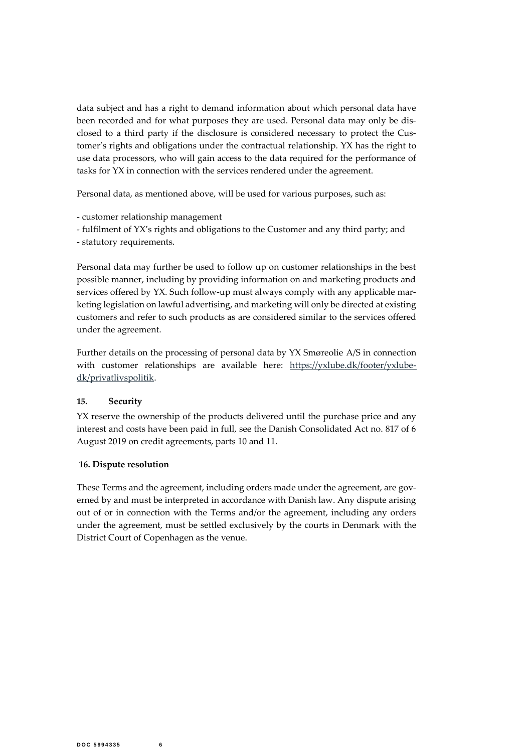data subject and has a right to demand information about which personal data have been recorded and for what purposes they are used. Personal data may only be disclosed to a third party if the disclosure is considered necessary to protect the Customer's rights and obligations under the contractual relationship. YX has the right to use data processors, who will gain access to the data required for the performance of tasks for YX in connection with the services rendered under the agreement.

Personal data, as mentioned above, will be used for various purposes, such as:

- customer relationship management
- fulfilment of YX's rights and obligations to the Customer and any third party; and
- statutory requirements.

Personal data may further be used to follow up on customer relationships in the best possible manner, including by providing information on and marketing products and services offered by YX. Such follow-up must always comply with any applicable marketing legislation on lawful advertising, and marketing will only be directed at existing customers and refer to such products as are considered similar to the services offered under the agreement.

Further details on the processing of personal data by YX Smøreolie A/S in connection with customer relationships are available here: https://yxlube.dk/footer/yxlube-dk/privatlivspolitik.

### 15. Security

YX reserve the ownership of the products delivered until the purchase price and any interest and costs have been paid in full, see the Danish Consolidated Act no. 817 of 6 August 2019 on credit agreements, parts 10 and 11.

### 16. Dispute resolution

These Terms and the agreement, including orders made under the agreement, are governed by and must be interpreted in accordance with Danish law. Any dispute arising out of or in connection with the Terms and/or the agreement, including any orders under the agreement, must be settled exclusively by the courts in Denmark with the District Court of Copenhagen as the venue.